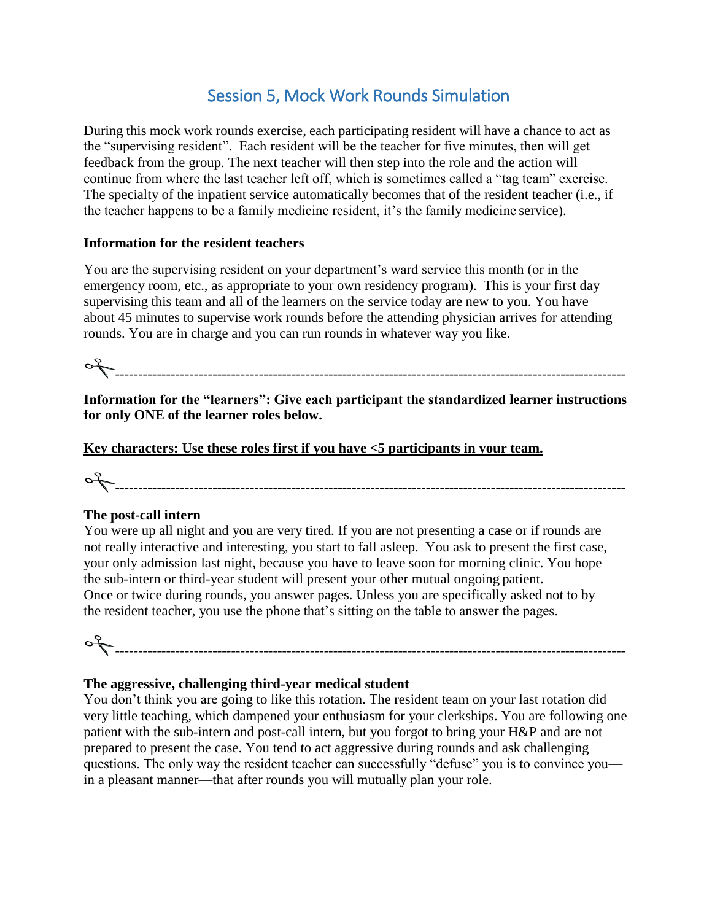# Session 5, Mock Work Rounds Simulation

During this mock work rounds exercise, each participating resident will have a chance to act as the "supervising resident". Each resident will be the teacher for five minutes, then will get feedback from the group. The next teacher will then step into the role and the action will continue from where the last teacher left off, which is sometimes called a "tag team" exercise. The specialty of the inpatient service automatically becomes that of the resident teacher (i.e., if the teacher happens to be a family medicine resident, it's the family medicine service).

**Information for the resident teachers**

You are the supervising resident on your department's ward service this month (or in the emergency room, etc., as appropriate to your own residency program). This is your first day supervising this team and all of the learners on the service today are new to you. You have about 45 minutes to supervise work rounds before the attending physician arrives for attending rounds. You are in charge and you can run rounds in whatever way you like.

✂-----------------------------------------------------------------------------------------------------------

**Information for the "learners": Give each participant the standardized learner instructions for only ONE of the learner roles below.**

**Key characters: Use these roles first if you have <5 participants in your team.**

✂-----------------------------------------------------------------------------------------------------------

**The post-call intern**

You were up all night and you are very tired. If you are not presenting a case or if rounds are not really interactive and interesting, you start to fall asleep. You ask to present the first case, your only admission last night, because you have to leave soon for morning clinic. You hope the sub-intern or third-year student will present your other mutual ongoing patient. Once or twice during rounds, you answer pages. Unless you are specifically asked not to by the resident teacher, you use the phone that's sitting on the table to answer the pages.

✂-----------------------------------------------------------------------------------------------------------

**The aggressive, challenging third-year medical student**

You don't think you are going to like this rotation. The resident team on your last rotation did very little teaching, which dampened your enthusiasm for your clerkships. You are following one patient with the sub-intern and post-call intern, but you forgot to bring your H&P and are not prepared to present the case. You tend to act aggressive during rounds and ask challenging questions. The only way the resident teacher can successfully "defuse" you is to convince you—in a pleasant manner—that after rounds you will mutually plan your role.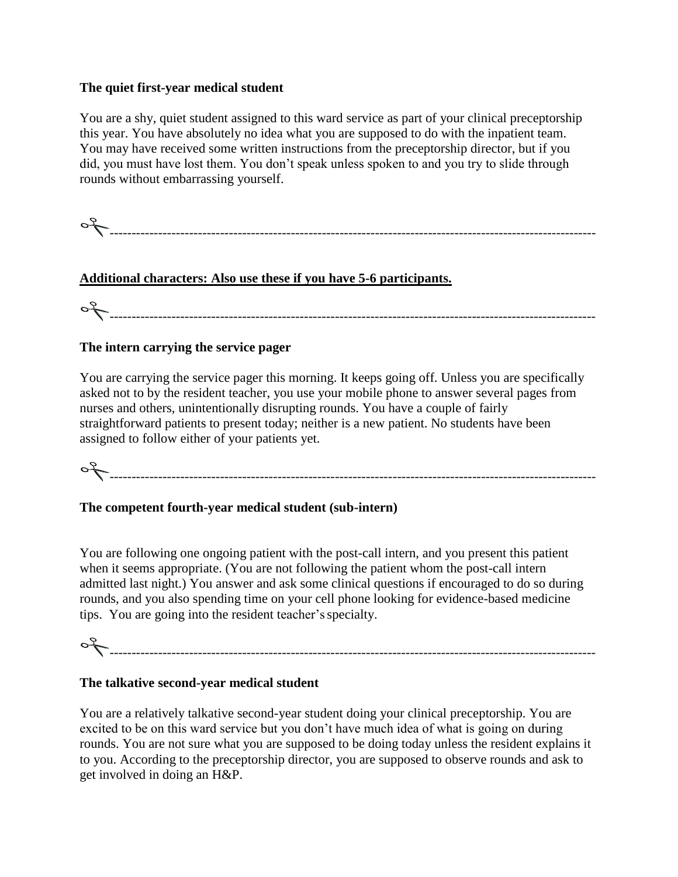**The quiet first-year medical student**

You are a shy, quiet student assigned to this ward service as part of your clinical preceptorship this year. You have absolutely no idea what you are supposed to do with the inpatient team. You may have received some written instructions from the preceptorship director, but if you did, you must have lost them. You don't speak unless spoken to and you try to slide through rounds without embarrassing yourself.

✂----------------------------------------------------------------------------------------------------------

**Additional characters: Also use these if you have 5-6 participants.**

✂----------------------------------------------------------------------------------------------------------

**The intern carrying the service pager**

You are carrying the service pager this morning. It keeps going off. Unless you are specifically asked not to by the resident teacher, you use your mobile phone to answer several pages from nurses and others, unintentionally disrupting rounds. You have a couple of fairly straightforward patients to present today; neither is a new patient. No students have been assigned to follow either of your patients yet.

✂----------------------------------------------------------------------------------------------------------

**The competent fourth-year medical student (sub-intern)**

You are following one ongoing patient with the post-call intern, and you present this patient when it seems appropriate. (You are not following the patient whom the post-call intern admitted last night.) You answer and ask some clinical questions if encouraged to do so during rounds, and you also spending time on your cell phone looking for evidence-based medicine tips. You are going into the resident teacher's specialty.

✂----------------------------------------------------------------------------------------------------------

**The talkative second-year medical student**

You are a relatively talkative second-year student doing your clinical preceptorship. You are excited to be on this ward service but you don't have much idea of what is going on during rounds. You are not sure what you are supposed to be doing today unless the resident explains it to you. According to the preceptorship director, you are supposed to observe rounds and ask to get involved in doing an H&P.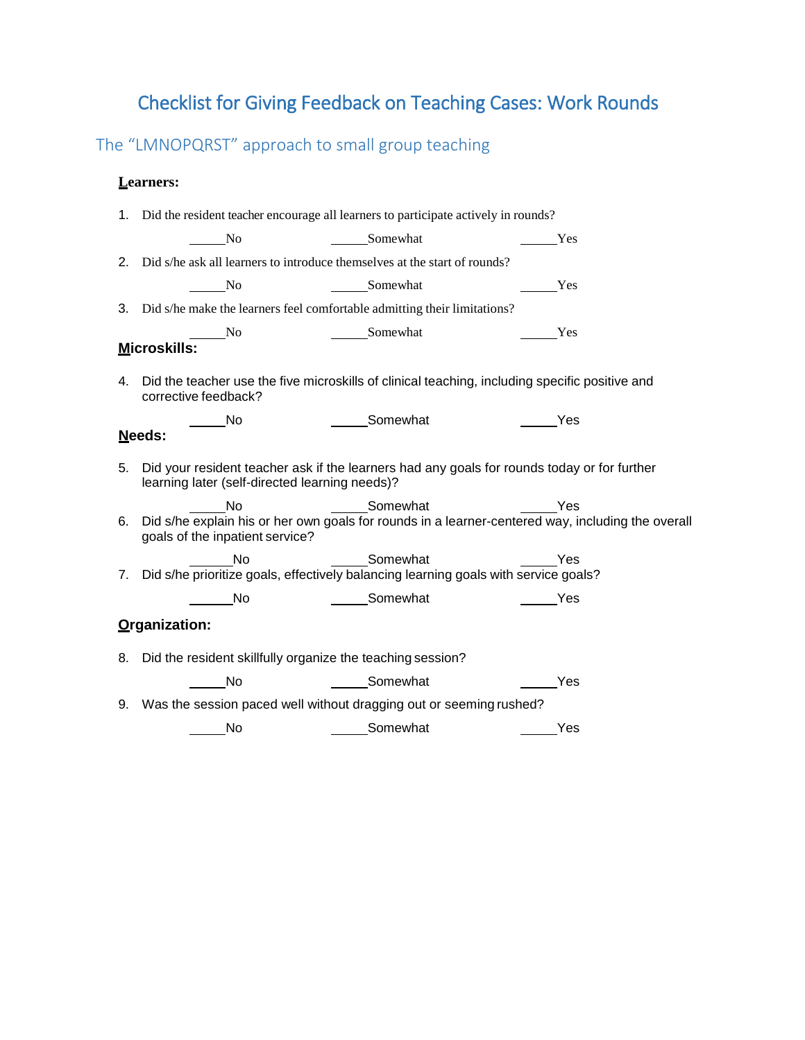# Checklist for Giving Feedback on Teaching Cases: Work Rounds

## The "LMNOPQRST" approach to small group teaching

**Learners:**

1. Did the resident teacher encourage all learners to participate actively in rounds?

   ______No ______Somewhat ______Yes

2. Did s/he ask all learners to introduce themselves at the start of rounds?

   ______No ______Somewhat ______Yes

3. Did s/he make the learners feel comfortable admitting their limitations?

   ______No ______Somewhat ______Yes

**Microskills:**

4. Did the teacher use the five microskills of clinical teaching, including specific positive and corrective feedback?

   ______No ______Somewhat ______Yes

**Needs:**

5. Did your resident teacher ask if the learners had any goals for rounds today or for further learning later (self-directed learning needs)?

   ______No ______Somewhat ______Yes

6. Did s/he explain his or her own goals for rounds in a learner-centered way, including the overall goals of the inpatient service?

   ______No ______Somewhat ______Yes

7. Did s/he prioritize goals, effectively balancing learning goals with service goals?

   ______No ______Somewhat ______Yes

**Organization:**

8. Did the resident skillfully organize the teaching session?

   ______No ______Somewhat ______Yes

9. Was the session paced well without dragging out or seeming rushed?

   ______No ______Somewhat ______Yes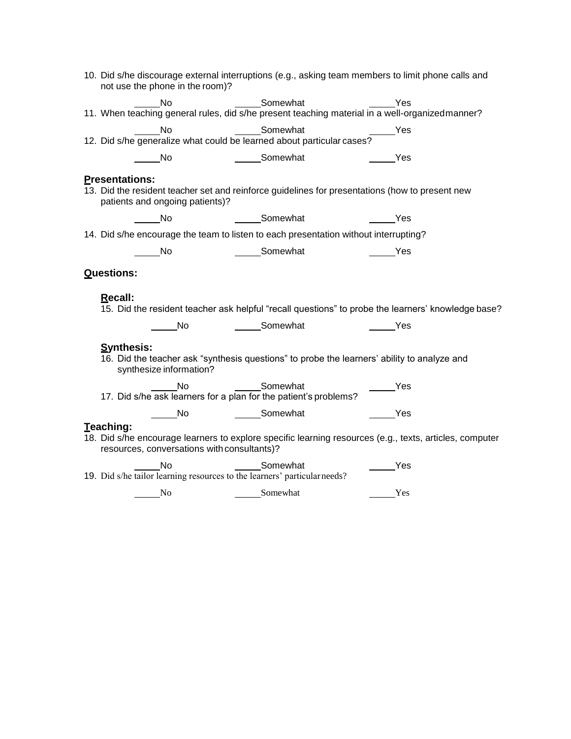10. Did s/he discourage external interruptions (e.g., asking team members to limit phone calls and not use the phone in the room)?

    _____No _____Somewhat _____Yes

11. When teaching general rules, did s/he present teaching material in a well-organized manner?

    _____No _____Somewhat _____Yes

12. Did s/he generalize what could be learned about particular cases?

    _____No _____Somewhat _____Yes

**P**resentations:

13. Did the resident teacher set and reinforce guidelines for presentations (how to present new patients and ongoing patients)?

    _____No _____Somewhat _____Yes

14. Did s/he encourage the team to listen to each presentation without interrupting?

    _____No _____Somewhat _____Yes

**Q**uestions:

**R**ecall:

15. Did the resident teacher ask helpful "recall questions" to probe the learners' knowledge base?

    _____No _____Somewhat _____Yes

**S**ynthesis:

16. Did the teacher ask "synthesis questions" to probe the learners' ability to analyze and synthesize information?

    _____No _____Somewhat _____Yes

17. Did s/he ask learners for a plan for the patient's problems?

    _____No _____Somewhat _____Yes

**T**eaching:

18. Did s/he encourage learners to explore specific learning resources (e.g., texts, articles, computer resources, conversations with consultants)?

    _____No _____Somewhat _____Yes

19. Did s/he tailor learning resources to the learners' particular needs?

    _____No _____Somewhat _____Yes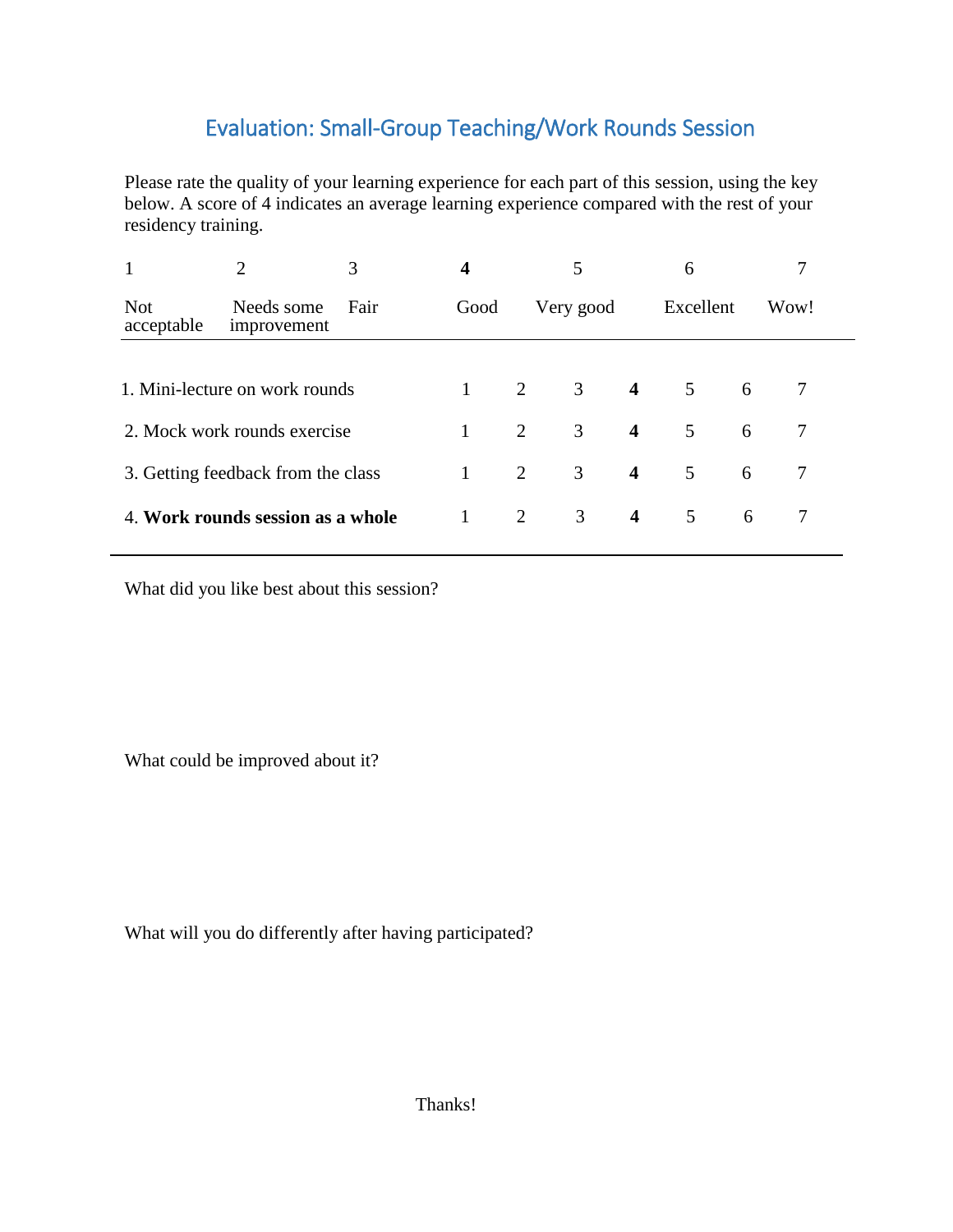## Evaluation: Small-Group Teaching/Work Rounds Session

Please rate the quality of your learning experience for each part of this session, using the key below. A score of 4 indicates an average learning experience compared with the rest of your residency training.

| 1 | 2 | 3 | **4** | 5 | 6 | 7 |
|---|---|---|---|---|---|---|
| Not acceptable | Needs some improvement | Fair | Good | Very good | Excellent | Wow! |

| | | | | | | | |
|---|---|---|---|---|---|---|---|
| 1. Mini-lecture on work rounds | 1 | 2 | 3 | **4** | 5 | 6 | 7 |
| 2. Mock work rounds exercise | 1 | 2 | 3 | **4** | 5 | 6 | 7 |
| 3. Getting feedback from the class | 1 | 2 | 3 | **4** | 5 | 6 | 7 |
| 4. **Work rounds session as a whole** | 1 | 2 | 3 | **4** | 5 | 6 | 7 |

What did you like best about this session?

What could be improved about it?

What will you do differently after having participated?

Thanks!